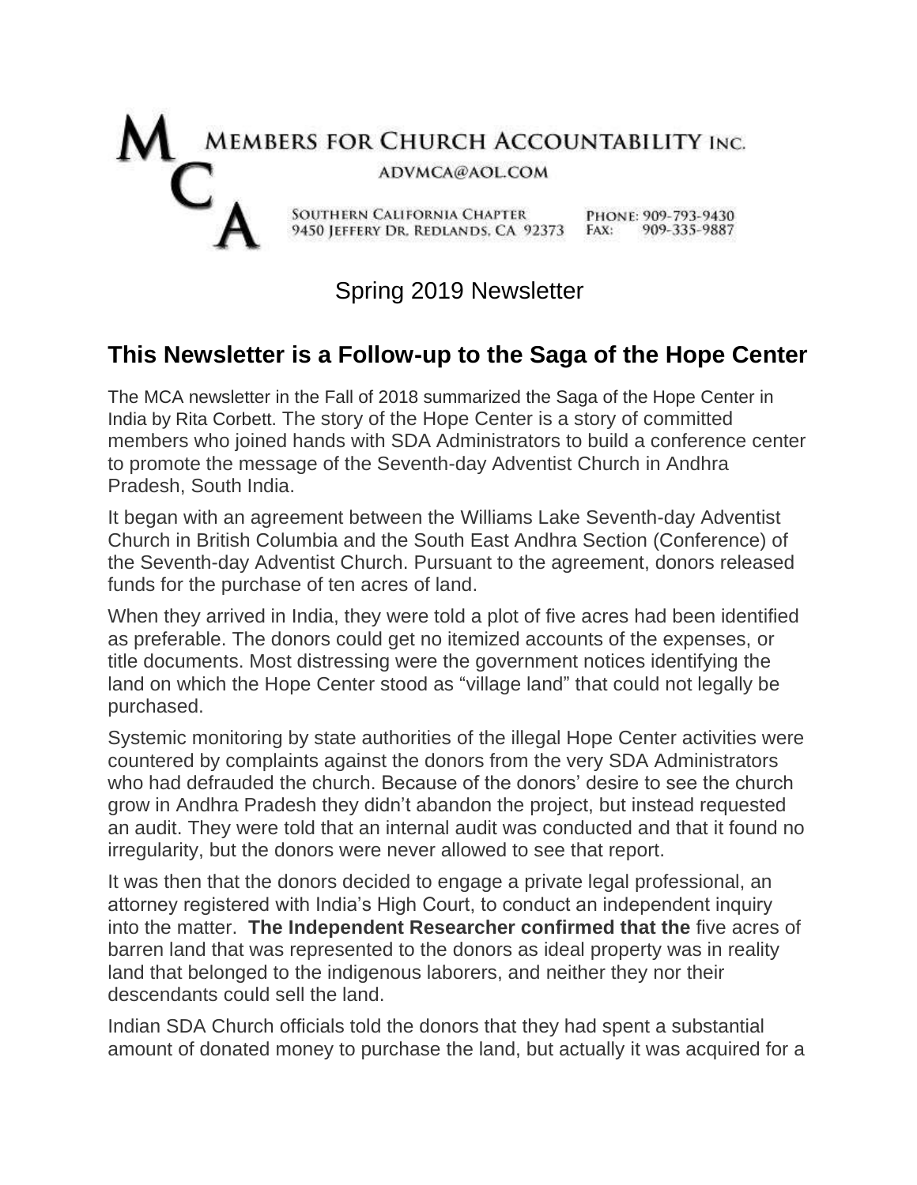# MEMBERS FOR CHURCH ACCOUNTABILITY INC.

ADVMCA@AOL.COM

SOUTHERN CALIFORNIA CHAPTER
9450 JEFFERY DR. REDLANDS, CA 92373

PHONE: 909-793-9430
FAX: 909-335-9887

Spring 2019 Newsletter

## This Newsletter is a Follow-up to the Saga of the Hope Center

The MCA newsletter in the Fall of 2018 summarized the Saga of the Hope Center in India by Rita Corbett. The story of the Hope Center is a story of committed members who joined hands with SDA Administrators to build a conference center to promote the message of the Seventh-day Adventist Church in Andhra Pradesh, South India.

It began with an agreement between the Williams Lake Seventh-day Adventist Church in British Columbia and the South East Andhra Section (Conference) of the Seventh-day Adventist Church. Pursuant to the agreement, donors released funds for the purchase of ten acres of land.

When they arrived in India, they were told a plot of five acres had been identified as preferable. The donors could get no itemized accounts of the expenses, or title documents. Most distressing were the government notices identifying the land on which the Hope Center stood as "village land" that could not legally be purchased.

Systemic monitoring by state authorities of the illegal Hope Center activities were countered by complaints against the donors from the very SDA Administrators who had defrauded the church. Because of the donors' desire to see the church grow in Andhra Pradesh they didn't abandon the project, but instead requested an audit. They were told that an internal audit was conducted and that it found no irregularity, but the donors were never allowed to see that report.

It was then that the donors decided to engage a private legal professional, an attorney registered with India's High Court, to conduct an independent inquiry into the matter. **The Independent Researcher confirmed that the** five acres of barren land that was represented to the donors as ideal property was in reality land that belonged to the indigenous laborers, and neither they nor their descendants could sell the land.

Indian SDA Church officials told the donors that they had spent a substantial amount of donated money to purchase the land, but actually it was acquired for a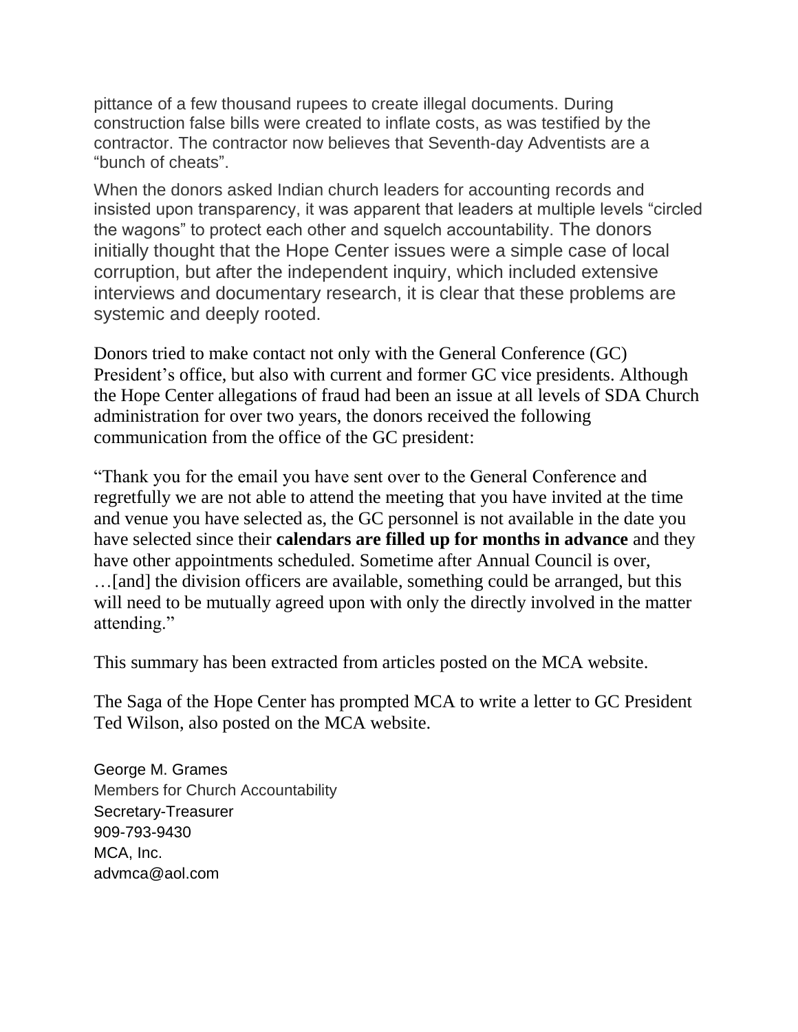pittance of a few thousand rupees to create illegal documents. During construction false bills were created to inflate costs, as was testified by the contractor. The contractor now believes that Seventh-day Adventists are a "bunch of cheats".

When the donors asked Indian church leaders for accounting records and insisted upon transparency, it was apparent that leaders at multiple levels "circled the wagons" to protect each other and squelch accountability. The donors initially thought that the Hope Center issues were a simple case of local corruption, but after the independent inquiry, which included extensive interviews and documentary research, it is clear that these problems are systemic and deeply rooted.

Donors tried to make contact not only with the General Conference (GC) President's office, but also with current and former GC vice presidents. Although the Hope Center allegations of fraud had been an issue at all levels of SDA Church administration for over two years, the donors received the following communication from the office of the GC president:

"Thank you for the email you have sent over to the General Conference and regretfully we are not able to attend the meeting that you have invited at the time and venue you have selected as, the GC personnel is not available in the date you have selected since their **calendars are filled up for months in advance** and they have other appointments scheduled. Sometime after Annual Council is over, …[and] the division officers are available, something could be arranged, but this will need to be mutually agreed upon with only the directly involved in the matter attending."

This summary has been extracted from articles posted on the MCA website.

The Saga of the Hope Center has prompted MCA to write a letter to GC President Ted Wilson, also posted on the MCA website.

George M. Grames  
Members for Church Accountability  
Secretary-Treasurer  
909-793-9430  
MCA, Inc.  
advmca@aol.com